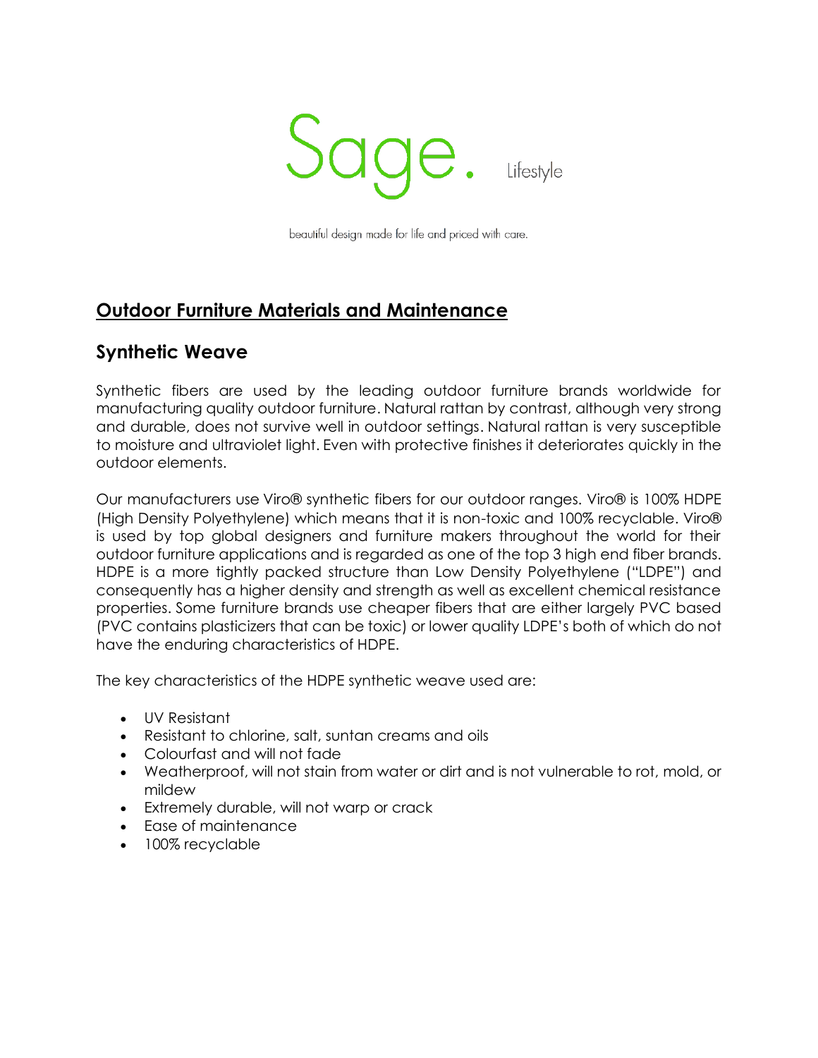Sage. Lifestyle

beautiful design made for life and priced with care.

# Outdoor Furniture Materials and Maintenance

## Synthetic Weave

Synthetic fibers are used by the leading outdoor furniture brands worldwide for manufacturing quality outdoor furniture. Natural rattan by contrast, although very strong and durable, does not survive well in outdoor settings. Natural rattan is very susceptible to moisture and ultraviolet light. Even with protective finishes it deteriorates quickly in the outdoor elements.

Our manufacturers use Viro® synthetic fibers for our outdoor ranges. Viro® is 100% HDPE (High Density Polyethylene) which means that it is non-toxic and 100% recyclable. Viro® is used by top global designers and furniture makers throughout the world for their outdoor furniture applications and is regarded as one of the top 3 high end fiber brands. HDPE is a more tightly packed structure than Low Density Polyethylene ("LDPE") and consequently has a higher density and strength as well as excellent chemical resistance properties. Some furniture brands use cheaper fibers that are either largely PVC based (PVC contains plasticizers that can be toxic) or lower quality LDPE's both of which do not have the enduring characteristics of HDPE.

The key characteristics of the HDPE synthetic weave used are:

- UV Resistant
- Resistant to chlorine, salt, suntan creams and oils
- Colourfast and will not fade
- Weatherproof, will not stain from water or dirt and is not vulnerable to rot, mold, or mildew
- Extremely durable, will not warp or crack
- Ease of maintenance
- 100% recyclable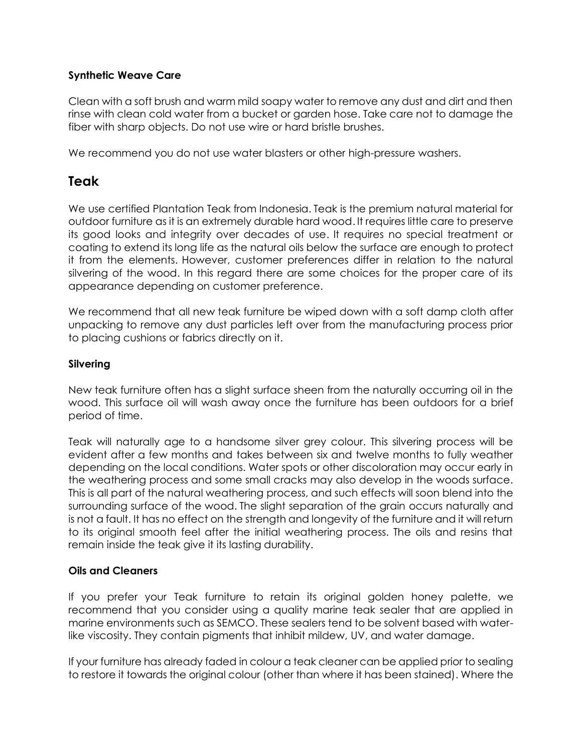### Synthetic Weave Care

Clean with a soft brush and warm mild soapy water to remove any dust and dirt and then rinse with clean cold water from a bucket or garden hose. Take care not to damage the fiber with sharp objects. Do not use wire or hard bristle brushes.

We recommend you do not use water blasters or other high-pressure washers.

## Teak

We use certified Plantation Teak from Indonesia. Teak is the premium natural material for outdoor furniture as it is an extremely durable hard wood. It requires little care to preserve its good looks and integrity over decades of use. It requires no special treatment or coating to extend its long life as the natural oils below the surface are enough to protect it from the elements. However, customer preferences differ in relation to the natural silvering of the wood. In this regard there are some choices for the proper care of its appearance depending on customer preference.

We recommend that all new teak furniture be wiped down with a soft damp cloth after unpacking to remove any dust particles left over from the manufacturing process prior to placing cushions or fabrics directly on it.

### Silvering

New teak furniture often has a slight surface sheen from the naturally occurring oil in the wood. This surface oil will wash away once the furniture has been outdoors for a brief period of time.

Teak will naturally age to a handsome silver grey colour. This silvering process will be evident after a few months and takes between six and twelve months to fully weather depending on the local conditions. Water spots or other discoloration may occur early in the weathering process and some small cracks may also develop in the woods surface. This is all part of the natural weathering process, and such effects will soon blend into the surrounding surface of the wood. The slight separation of the grain occurs naturally and is not a fault. It has no effect on the strength and longevity of the furniture and it will return to its original smooth feel after the initial weathering process. The oils and resins that remain inside the teak give it its lasting durability.

### Oils and Cleaners

If you prefer your Teak furniture to retain its original golden honey palette, we recommend that you consider using a quality marine teak sealer that are applied in marine environments such as SEMCO. These sealers tend to be solvent based with water-like viscosity. They contain pigments that inhibit mildew, UV, and water damage.

If your furniture has already faded in colour a teak cleaner can be applied prior to sealing to restore it towards the original colour (other than where it has been stained). Where the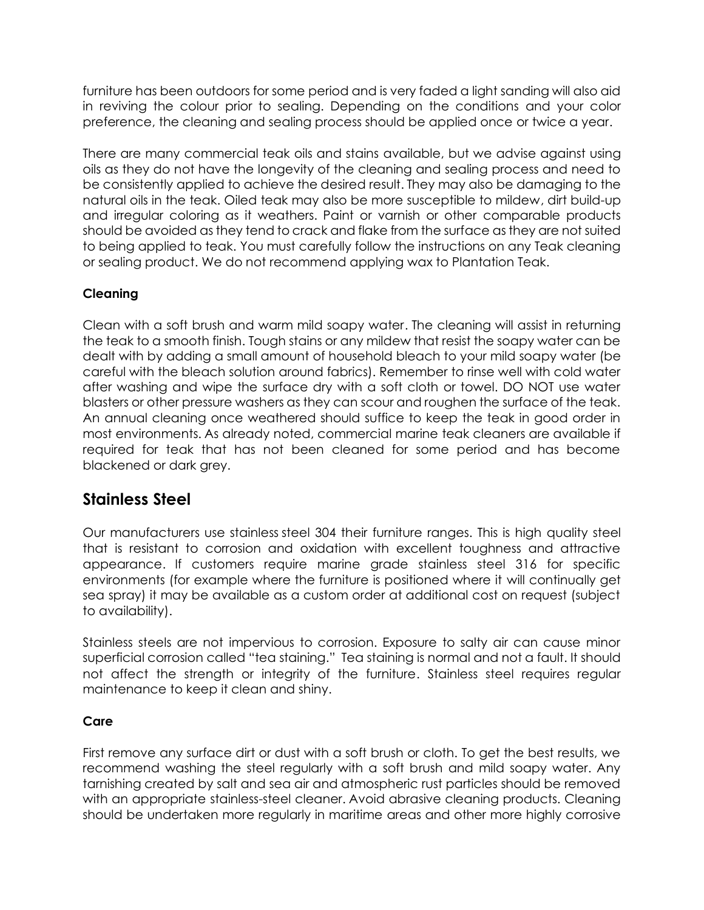furniture has been outdoors for some period and is very faded a light sanding will also aid in reviving the colour prior to sealing. Depending on the conditions and your color preference, the cleaning and sealing process should be applied once or twice a year.

There are many commercial teak oils and stains available, but we advise against using oils as they do not have the longevity of the cleaning and sealing process and need to be consistently applied to achieve the desired result. They may also be damaging to the natural oils in the teak. Oiled teak may also be more susceptible to mildew, dirt build-up and irregular coloring as it weathers. Paint or varnish or other comparable products should be avoided as they tend to crack and flake from the surface as they are not suited to being applied to teak. You must carefully follow the instructions on any Teak cleaning or sealing product. We do not recommend applying wax to Plantation Teak.

### Cleaning

Clean with a soft brush and warm mild soapy water. The cleaning will assist in returning the teak to a smooth finish. Tough stains or any mildew that resist the soapy water can be dealt with by adding a small amount of household bleach to your mild soapy water (be careful with the bleach solution around fabrics). Remember to rinse well with cold water after washing and wipe the surface dry with a soft cloth or towel. DO NOT use water blasters or other pressure washers as they can scour and roughen the surface of the teak. An annual cleaning once weathered should suffice to keep the teak in good order in most environments. As already noted, commercial marine teak cleaners are available if required for teak that has not been cleaned for some period and has become blackened or dark grey.

## Stainless Steel

Our manufacturers use stainless steel 304 their furniture ranges. This is high quality steel that is resistant to corrosion and oxidation with excellent toughness and attractive appearance. If customers require marine grade stainless steel 316 for specific environments (for example where the furniture is positioned where it will continually get sea spray) it may be available as a custom order at additional cost on request (subject to availability).

Stainless steels are not impervious to corrosion. Exposure to salty air can cause minor superficial corrosion called "tea staining." Tea staining is normal and not a fault. It should not affect the strength or integrity of the furniture. Stainless steel requires regular maintenance to keep it clean and shiny.

### Care

First remove any surface dirt or dust with a soft brush or cloth. To get the best results, we recommend washing the steel regularly with a soft brush and mild soapy water. Any tarnishing created by salt and sea air and atmospheric rust particles should be removed with an appropriate stainless-steel cleaner. Avoid abrasive cleaning products. Cleaning should be undertaken more regularly in maritime areas and other more highly corrosive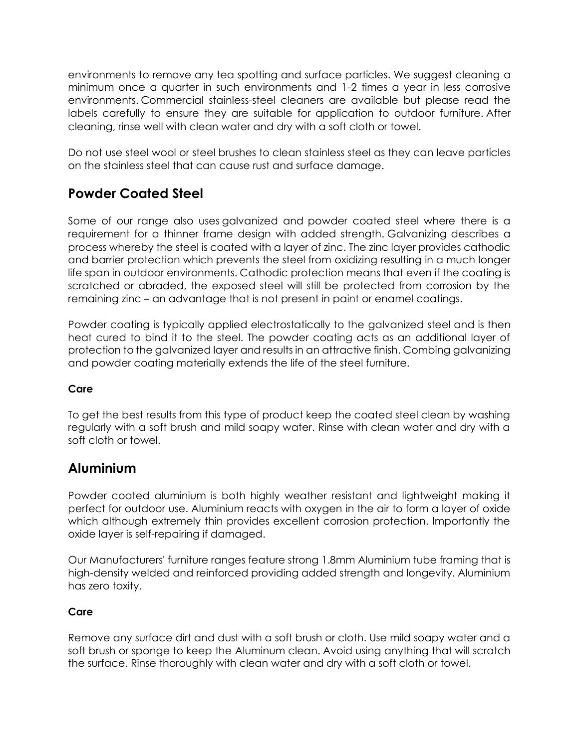environments to remove any tea spotting and surface particles. We suggest cleaning a minimum once a quarter in such environments and 1-2 times a year in less corrosive environments. Commercial stainless-steel cleaners are available but please read the labels carefully to ensure they are suitable for application to outdoor furniture. After cleaning, rinse well with clean water and dry with a soft cloth or towel.

Do not use steel wool or steel brushes to clean stainless steel as they can leave particles on the stainless steel that can cause rust and surface damage.

## Powder Coated Steel

Some of our range also uses galvanized and powder coated steel where there is a requirement for a thinner frame design with added strength. Galvanizing describes a process whereby the steel is coated with a layer of zinc. The zinc layer provides cathodic and barrier protection which prevents the steel from oxidizing resulting in a much longer life span in outdoor environments. Cathodic protection means that even if the coating is scratched or abraded, the exposed steel will still be protected from corrosion by the remaining zinc – an advantage that is not present in paint or enamel coatings.

Powder coating is typically applied electrostatically to the galvanized steel and is then heat cured to bind it to the steel. The powder coating acts as an additional layer of protection to the galvanized layer and results in an attractive finish. Combing galvanizing and powder coating materially extends the life of the steel furniture.

#### Care

To get the best results from this type of product keep the coated steel clean by washing regularly with a soft brush and mild soapy water. Rinse with clean water and dry with a soft cloth or towel.

## Aluminium

Powder coated aluminium is both highly weather resistant and lightweight making it perfect for outdoor use. Aluminium reacts with oxygen in the air to form a layer of oxide which although extremely thin provides excellent corrosion protection. Importantly the oxide layer is self-repairing if damaged.

Our Manufacturers' furniture ranges feature strong 1.8mm Aluminium tube framing that is high-density welded and reinforced providing added strength and longevity. Aluminium has zero toxity.

#### Care

Remove any surface dirt and dust with a soft brush or cloth. Use mild soapy water and a soft brush or sponge to keep the Aluminum clean. Avoid using anything that will scratch the surface. Rinse thoroughly with clean water and dry with a soft cloth or towel.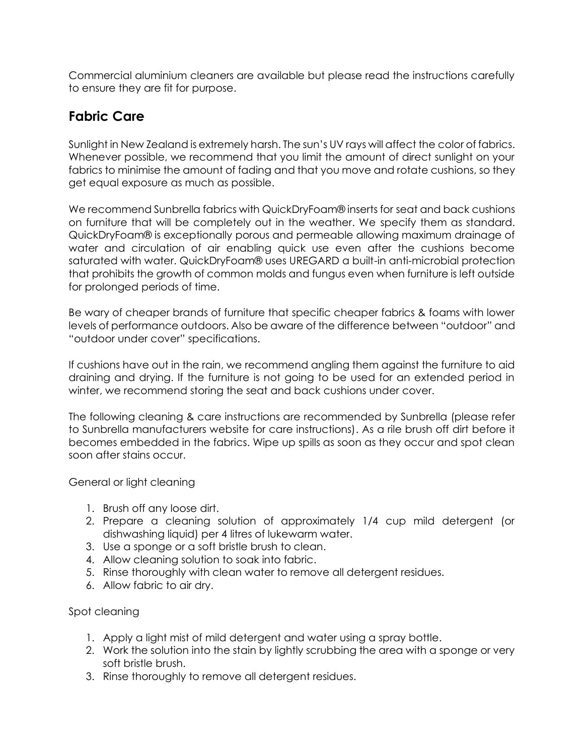Commercial aluminium cleaners are available but please read the instructions carefully to ensure they are fit for purpose.

## Fabric Care

Sunlight in New Zealand is extremely harsh. The sun's UV rays will affect the color of fabrics. Whenever possible, we recommend that you limit the amount of direct sunlight on your fabrics to minimise the amount of fading and that you move and rotate cushions, so they get equal exposure as much as possible.

We recommend Sunbrella fabrics with QuickDryFoam® inserts for seat and back cushions on furniture that will be completely out in the weather. We specify them as standard. QuickDryFoam® is exceptionally porous and permeable allowing maximum drainage of water and circulation of air enabling quick use even after the cushions become saturated with water. QuickDryFoam® uses UREGARD a built-in anti-microbial protection that prohibits the growth of common molds and fungus even when furniture is left outside for prolonged periods of time.

Be wary of cheaper brands of furniture that specific cheaper fabrics & foams with lower levels of performance outdoors. Also be aware of the difference between "outdoor" and "outdoor under cover" specifications.

If cushions have out in the rain, we recommend angling them against the furniture to aid draining and drying. If the furniture is not going to be used for an extended period in winter, we recommend storing the seat and back cushions under cover.

The following cleaning & care instructions are recommended by Sunbrella (please refer to Sunbrella manufacturers website for care instructions). As a rile brush off dirt before it becomes embedded in the fabrics. Wipe up spills as soon as they occur and spot clean soon after stains occur.

General or light cleaning

1. Brush off any loose dirt.
2. Prepare a cleaning solution of approximately 1/4 cup mild detergent (or dishwashing liquid) per 4 litres of lukewarm water.
3. Use a sponge or a soft bristle brush to clean.
4. Allow cleaning solution to soak into fabric.
5. Rinse thoroughly with clean water to remove all detergent residues.
6. Allow fabric to air dry.

Spot cleaning

1. Apply a light mist of mild detergent and water using a spray bottle.
2. Work the solution into the stain by lightly scrubbing the area with a sponge or very soft bristle brush.
3. Rinse thoroughly to remove all detergent residues.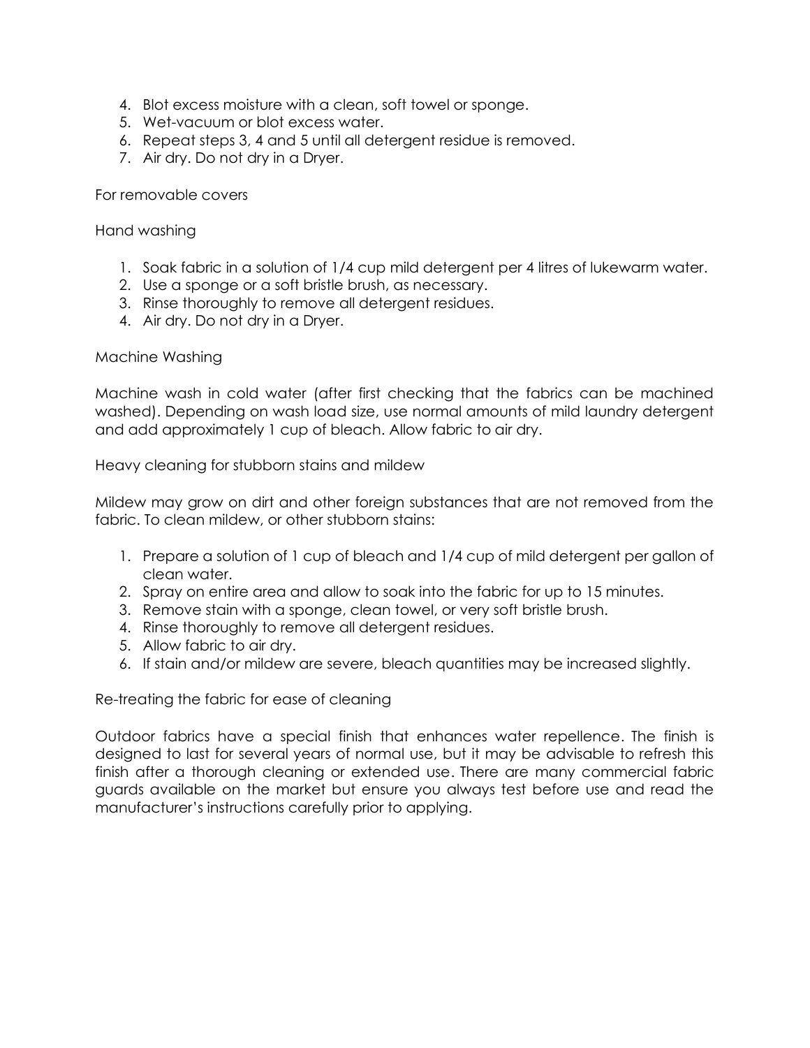4. Blot excess moisture with a clean, soft towel or sponge.
5. Wet-vacuum or blot excess water.
6. Repeat steps 3, 4 and 5 until all detergent residue is removed.
7. Air dry. Do not dry in a Dryer.

For removable covers

Hand washing

1. Soak fabric in a solution of 1/4 cup mild detergent per 4 litres of lukewarm water.
2. Use a sponge or a soft bristle brush, as necessary.
3. Rinse thoroughly to remove all detergent residues.
4. Air dry. Do not dry in a Dryer.

Machine Washing

Machine wash in cold water (after first checking that the fabrics can be machined washed). Depending on wash load size, use normal amounts of mild laundry detergent and add approximately 1 cup of bleach. Allow fabric to air dry.

Heavy cleaning for stubborn stains and mildew

Mildew may grow on dirt and other foreign substances that are not removed from the fabric. To clean mildew, or other stubborn stains:

1. Prepare a solution of 1 cup of bleach and 1/4 cup of mild detergent per gallon of clean water.
2. Spray on entire area and allow to soak into the fabric for up to 15 minutes.
3. Remove stain with a sponge, clean towel, or very soft bristle brush.
4. Rinse thoroughly to remove all detergent residues.
5. Allow fabric to air dry.
6. If stain and/or mildew are severe, bleach quantities may be increased slightly.

Re-treating the fabric for ease of cleaning

Outdoor fabrics have a special finish that enhances water repellence. The finish is designed to last for several years of normal use, but it may be advisable to refresh this finish after a thorough cleaning or extended use. There are many commercial fabric guards available on the market but ensure you always test before use and read the manufacturer's instructions carefully prior to applying.